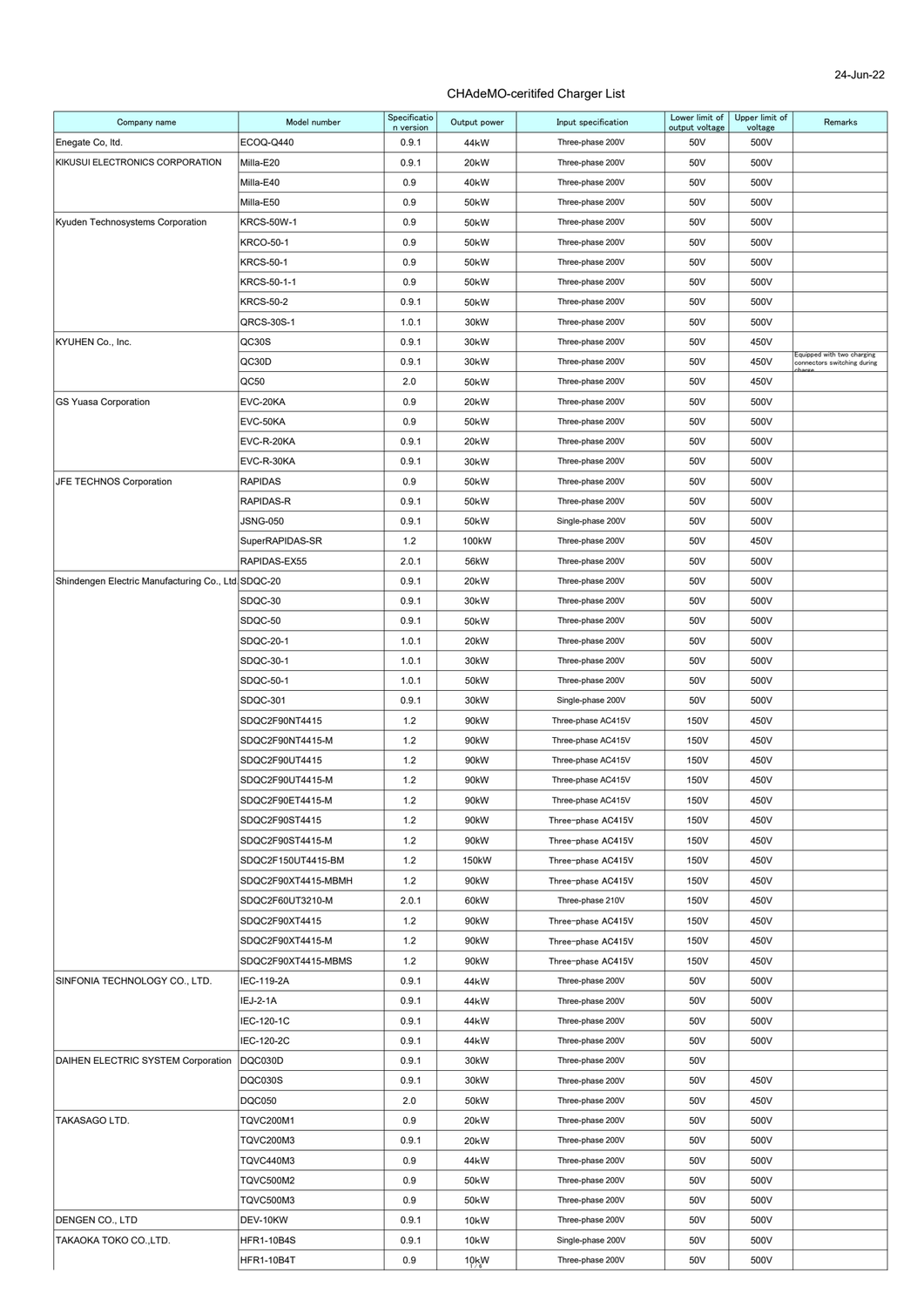24-Jun-22

# CHAdeMO-ceritifed Charger List

| Company name | Model number | Specification version | Output power | Input specification | Lower limit of output voltage | Upper limit of voltage | Remarks |
|---|---|---|---|---|---|---|---|
| Enegate Co, ltd. | ECOQ-Q440 | 0.9.1 | 44kW | Three-phase 200V | 50V | 500V | |
| KIKUSUI ELECTRONICS CORPORATION | Milla-E20 | 0.9.1 | 20kW | Three-phase 200V | 50V | 500V | |
| | Milla-E40 | 0.9 | 40kW | Three-phase 200V | 50V | 500V | |
| | Milla-E50 | 0.9 | 50kW | Three-phase 200V | 50V | 500V | |
| Kyuden Technosystems Corporation | KRCS-50W-1 | 0.9 | 50kW | Three-phase 200V | 50V | 500V | |
| | KRCO-50-1 | 0.9 | 50kW | Three-phase 200V | 50V | 500V | |
| | KRCS-50-1 | 0.9 | 50kW | Three-phase 200V | 50V | 500V | |
| | KRCS-50-1-1 | 0.9 | 50kW | Three-phase 200V | 50V | 500V | |
| | KRCS-50-2 | 0.9.1 | 50kW | Three-phase 200V | 50V | 500V | |
| | QRCS-30S-1 | 1.0.1 | 30kW | Three-phase 200V | 50V | 500V | |
| KYUHEN Co., Inc. | QC30S | 0.9.1 | 30kW | Three-phase 200V | 50V | 450V | |
| | QC30D | 0.9.1 | 30kW | Three-phase 200V | 50V | 450V | Equipped with two charging connectors switching during charge |
| | QC50 | 2.0 | 50kW | Three-phase 200V | 50V | 450V | |
| GS Yuasa Corporation | EVC-20KA | 0.9 | 20kW | Three-phase 200V | 50V | 500V | |
| | EVC-50KA | 0.9 | 50kW | Three-phase 200V | 50V | 500V | |
| | EVC-R-20KA | 0.9.1 | 20kW | Three-phase 200V | 50V | 500V | |
| | EVC-R-30KA | 0.9.1 | 30kW | Three-phase 200V | 50V | 500V | |
| JFE TECHNOS Corporation | RAPIDAS | 0.9 | 50kW | Three-phase 200V | 50V | 500V | |
| | RAPIDAS-R | 0.9.1 | 50kW | Three-phase 200V | 50V | 500V | |
| | JSNG-050 | 0.9.1 | 50kW | Single-phase 200V | 50V | 500V | |
| | SuperRAPIDAS-SR | 1.2 | 100kW | Three-phase 200V | 50V | 450V | |
| | RAPIDAS-EX55 | 2.0.1 | 56kW | Three-phase 200V | 50V | 500V | |
| Shindengen Electric Manufacturing Co., Ltd | SDQC-20 | 0.9.1 | 20kW | Three-phase 200V | 50V | 500V | |
| | SDQC-30 | 0.9.1 | 30kW | Three-phase 200V | 50V | 500V | |
| | SDQC-50 | 0.9.1 | 50kW | Three-phase 200V | 50V | 500V | |
| | SDQC-20-1 | 1.0.1 | 20kW | Three-phase 200V | 50V | 500V | |
| | SDQC-30-1 | 1.0.1 | 30kW | Three-phase 200V | 50V | 500V | |
| | SDQC-50-1 | 1.0.1 | 50kW | Three-phase 200V | 50V | 500V | |
| | SDQC-301 | 0.9.1 | 30kW | Single-phase 200V | 50V | 500V | |
| | SDQC2F90NT4415 | 1.2 | 90kW | Three-phase AC415V | 150V | 450V | |
| | SDQC2F90NT4415-M | 1.2 | 90kW | Three-phase AC415V | 150V | 450V | |
| | SDQC2F90UT4415 | 1.2 | 90kW | Three-phase AC415V | 150V | 450V | |
| | SDQC2F90UT4415-M | 1.2 | 90kW | Three-phase AC415V | 150V | 450V | |
| | SDQC2F90ET4415-M | 1.2 | 90kW | Three-phase AC415V | 150V | 450V | |
| | SDQC2F90ST4415 | 1.2 | 90kW | Three−phase AC415V | 150V | 450V | |
| | SDQC2F90ST4415-M | 1.2 | 90kW | Three−phase AC415V | 150V | 450V | |
| | SDQC2F150UT4415-BM | 1.2 | 150kW | Three−phase AC415V | 150V | 450V | |
| | SDQC2F90XT4415-MBMH | 1.2 | 90kW | Three−phase AC415V | 150V | 450V | |
| | SDQC2F60UT3210-M | 2.0.1 | 60kW | Three-phase 210V | 150V | 450V | |
| | SDQC2F90XT4415 | 1.2 | 90kW | Three−phase AC415V | 150V | 450V | |
| | SDQC2F90XT4415-M | 1.2 | 90kW | Three−phase AC415V | 150V | 450V | |
| | SDQC2F90XT4415-MBMS | 1.2 | 90kW | Three−phase AC415V | 150V | 450V | |
| SINFONIA TECHNOLOGY CO., LTD. | IEC-119-2A | 0.9.1 | 44kW | Three-phase 200V | 50V | 500V | |
| | IEJ-2-1A | 0.9.1 | 44kW | Three-phase 200V | 50V | 500V | |
| | IEC-120-1C | 0.9.1 | 44kW | Three-phase 200V | 50V | 500V | |
| | IEC-120-2C | 0.9.1 | 44kW | Three-phase 200V | 50V | 500V | |
| DAIHEN ELECTRIC SYSTEM Corporation | DQC030D | 0.9.1 | 30kW | Three-phase 200V | 50V | | |
| | DQC030S | 0.9.1 | 30kW | Three-phase 200V | 50V | 450V | |
| | DQC050 | 2.0 | 50kW | Three-phase 200V | 50V | 450V | |
| TAKASAGO LTD. | TQVC200M1 | 0.9 | 20kW | Three-phase 200V | 50V | 500V | |
| | TQVC200M3 | 0.9.1 | 20kW | Three-phase 200V | 50V | 500V | |
| | TQVC440M3 | 0.9 | 44kW | Three-phase 200V | 50V | 500V | |
| | TQVC500M2 | 0.9 | 50kW | Three-phase 200V | 50V | 500V | |
| | TQVC500M3 | 0.9 | 50kW | Three-phase 200V | 50V | 500V | |
| DENGEN CO., LTD | DEV-10KW | 0.9.1 | 10kW | Three-phase 200V | 50V | 500V | |
| TAKAOKA TOKO CO.,LTD. | HFR1-10B4S | 0.9.1 | 10kW | Single-phase 200V | 50V | 500V | |
| | HFR1-10B4T | 0.9 | 10kW | Three-phase 200V | 50V | 500V | |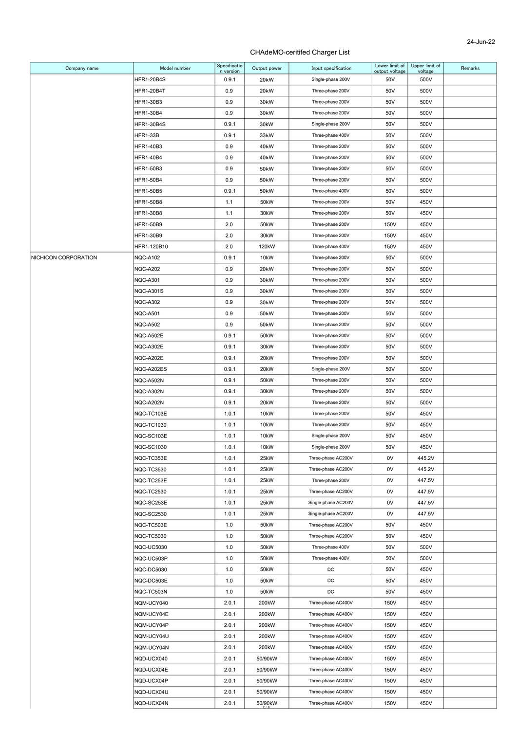24-Jun-22

# CHAdeMO-ceritifed Charger List

| Company name | Model number | Specification version | Output power | Input specification | Lower limit of output voltage | Upper limit of voltage | Remarks |
|---|---|---|---|---|---|---|---|
| | HFR1-20B4S | 0.9.1 | 20kW | Single-phase 200V | 50V | 500V | |
| | HFR1-20B4T | 0.9 | 20kW | Three-phase 200V | 50V | 500V | |
| | HFR1-30B3 | 0.9 | 30kW | Three-phase 200V | 50V | 500V | |
| | HFR1-30B4 | 0.9 | 30kW | Three-phase 200V | 50V | 500V | |
| | HFR1-30B4S | 0.9.1 | 30kW | Single-phase 200V | 50V | 500V | |
| | HFR1-33B | 0.9.1 | 33kW | Three-phase 400V | 50V | 500V | |
| | HFR1-40B3 | 0.9 | 40kW | Three-phase 200V | 50V | 500V | |
| | HFR1-40B4 | 0.9 | 40kW | Three-phase 200V | 50V | 500V | |
| | HFR1-50B3 | 0.9 | 50kW | Three-phase 200V | 50V | 500V | |
| | HFR1-50B4 | 0.9 | 50kW | Three-phase 200V | 50V | 500V | |
| | HFR1-50B5 | 0.9.1 | 50kW | Three-phase 400V | 50V | 500V | |
| | HFR1-50B8 | 1.1 | 50kW | Three-phase 200V | 50V | 450V | |
| | HFR1-30B8 | 1.1 | 30kW | Three-phase 200V | 50V | 450V | |
| | HFR1-50B9 | 2.0 | 50kW | Three-phase 200V | 150V | 450V | |
| | HFR1-30B9 | 2.0 | 30kW | Three-phase 200V | 150V | 450V | |
| | HFR1-120B10 | 2.0 | 120kW | Three-phase 400V | 150V | 450V | |
| NICHICON CORPORATION | NQC-A102 | 0.9.1 | 10kW | Three-phase 200V | 50V | 500V | |
| | NQC-A202 | 0.9 | 20kW | Three-phase 200V | 50V | 500V | |
| | NQC-A301 | 0.9 | 30kW | Three-phase 200V | 50V | 500V | |
| | NQC-A301S | 0.9 | 30kW | Three-phase 200V | 50V | 500V | |
| | NQC-A302 | 0.9 | 30kW | Three-phase 200V | 50V | 500V | |
| | NQC-A501 | 0.9 | 50kW | Three-phase 200V | 50V | 500V | |
| | NQC-A502 | 0.9 | 50kW | Three-phase 200V | 50V | 500V | |
| | NQC-A502E | 0.9.1 | 50kW | Three-phase 200V | 50V | 500V | |
| | NQC-A302E | 0.9.1 | 30kW | Three-phase 200V | 50V | 500V | |
| | NQC-A202E | 0.9.1 | 20kW | Three-phase 200V | 50V | 500V | |
| | NQC-A202ES | 0.9.1 | 20kW | Single-phase 200V | 50V | 500V | |
| | NQC-A502N | 0.9.1 | 50kW | Three-phase 200V | 50V | 500V | |
| | NQC-A302N | 0.9.1 | 30kW | Three-phase 200V | 50V | 500V | |
| | NQC-A202N | 0.9.1 | 20kW | Three-phase 200V | 50V | 500V | |
| | NQC-TC103E | 1.0.1 | 10kW | Three-phase 200V | 50V | 450V | |
| | NQC-TC1030 | 1.0.1 | 10kW | Three-phase 200V | 50V | 450V | |
| | NQC-SC103E | 1.0.1 | 10kW | Single-phase 200V | 50V | 450V | |
| | NQC-SC1030 | 1.0.1 | 10kW | Single-phase 200V | 50V | 450V | |
| | NQC-TC353E | 1.0.1 | 25kW | Three-phase AC200V | 0V | 445.2V | |
| | NQC-TC3530 | 1.0.1 | 25kW | Three-phase AC200V | 0V | 445.2V | |
| | NQC-TC253E | 1.0.1 | 25kW | Three-phase 200V | 0V | 447.5V | |
| | NQC-TC2530 | 1.0.1 | 25kW | Three-phase AC200V | 0V | 447.5V | |
| | NQC-SC253E | 1.0.1 | 25kW | Single-phase AC200V | 0V | 447.5V | |
| | NQC-SC2530 | 1.0.1 | 25kW | Single-phase AC200V | 0V | 447.5V | |
| | NQC-TC503E | 1.0 | 50kW | Three-phase AC200V | 50V | 450V | |
| | NQC-TC5030 | 1.0 | 50kW | Three-phase AC200V | 50V | 450V | |
| | NQC-UC5030 | 1.0 | 50kW | Three-phase 400V | 50V | 500V | |
| | NQC-UC503P | 1.0 | 50kW | Three-phase 400V | 50V | 500V | |
| | NQC-DC5030 | 1.0 | 50kW | DC | 50V | 450V | |
| | NQC-DC503E | 1.0 | 50kW | DC | 50V | 450V | |
| | NQC-TC503N | 1.0 | 50kW | DC | 50V | 450V | |
| | NQM-UCY040 | 2.0.1 | 200kW | Three-phase AC400V | 150V | 450V | |
| | NQM-UCY04E | 2.0.1 | 200kW | Three-phase AC400V | 150V | 450V | |
| | NQM-UCY04P | 2.0.1 | 200kW | Three-phase AC400V | 150V | 450V | |
| | NQM-UCY04U | 2.0.1 | 200kW | Three-phase AC400V | 150V | 450V | |
| | NQM-UCY04N | 2.0.1 | 200kW | Three-phase AC400V | 150V | 450V | |
| | NQD-UCX040 | 2.0.1 | 50/90kW | Three-phase AC400V | 150V | 450V | |
| | NQD-UCX04E | 2.0.1 | 50/90kW | Three-phase AC400V | 150V | 450V | |
| | NQD-UCX04P | 2.0.1 | 50/90kW | Three-phase AC400V | 150V | 450V | |
| | NQD-UCX04U | 2.0.1 | 50/90kW | Three-phase AC400V | 150V | 450V | |
| | NQD-UCX04N | 2.0.1 | 50/90kW | Three-phase AC400V | 150V | 450V | |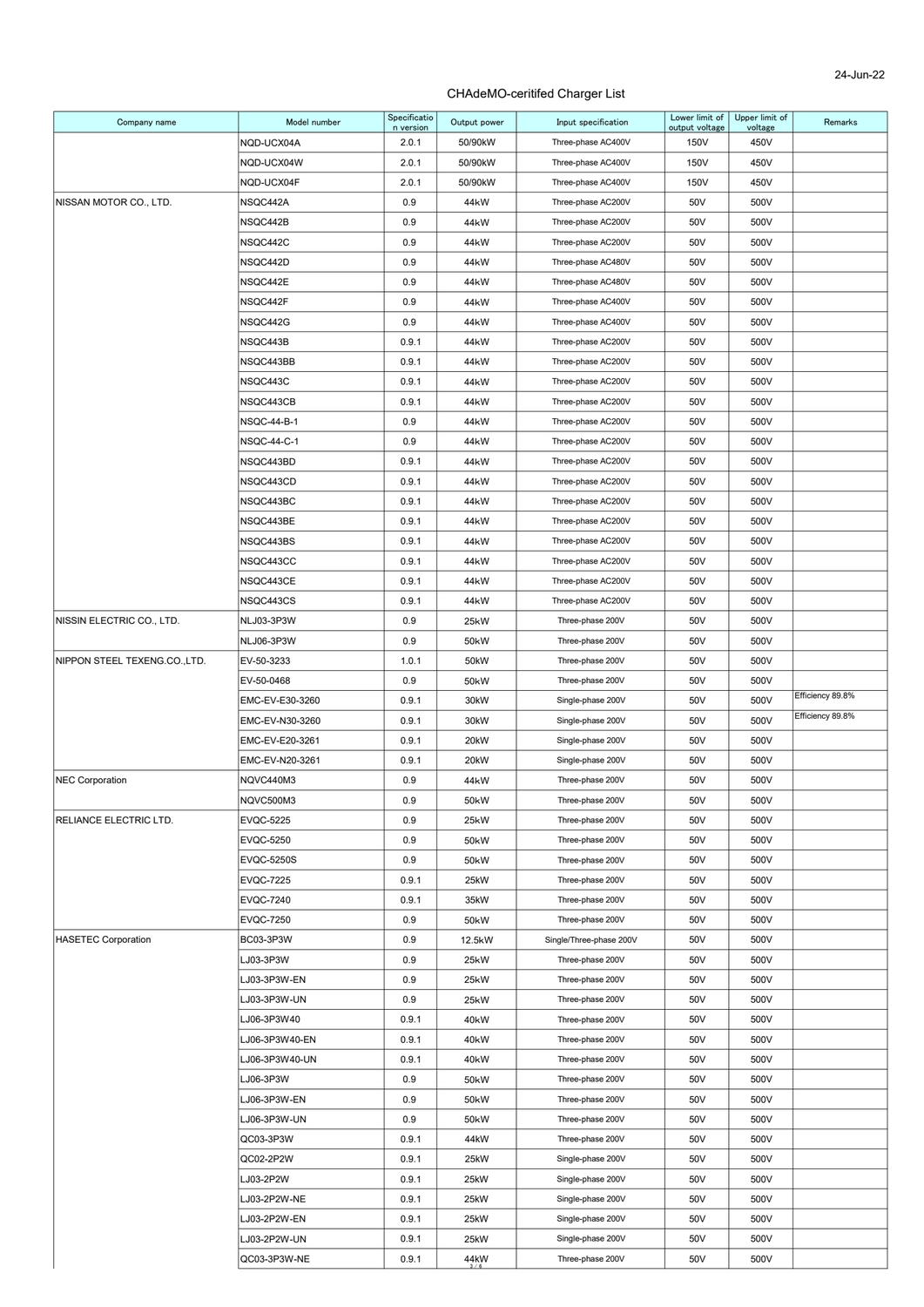24-Jun-22

CHAdeMO-ceritifed Charger List

| Company name | Model number | Specification version | Output power | Input specification | Lower limit of output voltage | Upper limit of voltage | Remarks |
|---|---|---|---|---|---|---|---|
| | NQD-UCX04A | 2.0.1 | 50/90kW | Three-phase AC400V | 150V | 450V | |
| | NQD-UCX04W | 2.0.1 | 50/90kW | Three-phase AC400V | 150V | 450V | |
| | NQD-UCX04F | 2.0.1 | 50/90kW | Three-phase AC400V | 150V | 450V | |
| NISSAN MOTOR CO., LTD. | NSQC442A | 0.9 | 44kW | Three-phase AC200V | 50V | 500V | |
| | NSQC442B | 0.9 | 44kW | Three-phase AC200V | 50V | 500V | |
| | NSQC442C | 0.9 | 44kW | Three-phase AC200V | 50V | 500V | |
| | NSQC442D | 0.9 | 44kW | Three-phase AC480V | 50V | 500V | |
| | NSQC442E | 0.9 | 44kW | Three-phase AC480V | 50V | 500V | |
| | NSQC442F | 0.9 | 44kW | Three-phase AC400V | 50V | 500V | |
| | NSQC442G | 0.9 | 44kW | Three-phase AC400V | 50V | 500V | |
| | NSQC443B | 0.9.1 | 44kW | Three-phase AC200V | 50V | 500V | |
| | NSQC443BB | 0.9.1 | 44kW | Three-phase AC200V | 50V | 500V | |
| | NSQC443C | 0.9.1 | 44kW | Three-phase AC200V | 50V | 500V | |
| | NSQC443CB | 0.9.1 | 44kW | Three-phase AC200V | 50V | 500V | |
| | NSQC-44-B-1 | 0.9 | 44kW | Three-phase AC200V | 50V | 500V | |
| | NSQC-44-C-1 | 0.9 | 44kW | Three-phase AC200V | 50V | 500V | |
| | NSQC443BD | 0.9.1 | 44kW | Three-phase AC200V | 50V | 500V | |
| | NSQC443CD | 0.9.1 | 44kW | Three-phase AC200V | 50V | 500V | |
| | NSQC443BC | 0.9.1 | 44kW | Three-phase AC200V | 50V | 500V | |
| | NSQC443BE | 0.9.1 | 44kW | Three-phase AC200V | 50V | 500V | |
| | NSQC443BS | 0.9.1 | 44kW | Three-phase AC200V | 50V | 500V | |
| | NSQC443CC | 0.9.1 | 44kW | Three-phase AC200V | 50V | 500V | |
| | NSQC443CE | 0.9.1 | 44kW | Three-phase AC200V | 50V | 500V | |
| | NSQC443CS | 0.9.1 | 44kW | Three-phase AC200V | 50V | 500V | |
| NISSIN ELECTRIC CO., LTD. | NLJ03-3P3W | 0.9 | 25kW | Three-phase 200V | 50V | 500V | |
| | NLJ06-3P3W | 0.9 | 50kW | Three-phase 200V | 50V | 500V | |
| NIPPON STEEL TEXENG.CO.,LTD. | EV-50-3233 | 1.0.1 | 50kW | Three-phase 200V | 50V | 500V | |
| | EV-50-0468 | 0.9 | 50kW | Three-phase 200V | 50V | 500V | |
| | EMC-EV-E30-3260 | 0.9.1 | 30kW | Single-phase 200V | 50V | 500V | Efficiency 89.8% |
| | EMC-EV-N30-3260 | 0.9.1 | 30kW | Single-phase 200V | 50V | 500V | Efficiency 89.8% |
| | EMC-EV-E20-3261 | 0.9.1 | 20kW | Single-phase 200V | 50V | 500V | |
| | EMC-EV-N20-3261 | 0.9.1 | 20kW | Single-phase 200V | 50V | 500V | |
| NEC Corporation | NQVC440M3 | 0.9 | 44kW | Three-phase 200V | 50V | 500V | |
| | NQVC500M3 | 0.9 | 50kW | Three-phase 200V | 50V | 500V | |
| RELIANCE ELECTRIC LTD. | EVQC-5225 | 0.9 | 25kW | Three-phase 200V | 50V | 500V | |
| | EVQC-5250 | 0.9 | 50kW | Three-phase 200V | 50V | 500V | |
| | EVQC-5250S | 0.9 | 50kW | Three-phase 200V | 50V | 500V | |
| | EVQC-7225 | 0.9.1 | 25kW | Three-phase 200V | 50V | 500V | |
| | EVQC-7240 | 0.9.1 | 35kW | Three-phase 200V | 50V | 500V | |
| | EVQC-7250 | 0.9 | 50kW | Three-phase 200V | 50V | 500V | |
| HASETEC Corporation | BC03-3P3W | 0.9 | 12.5kW | Single/Three-phase 200V | 50V | 500V | |
| | LJ03-3P3W | 0.9 | 25kW | Three-phase 200V | 50V | 500V | |
| | LJ03-3P3W-EN | 0.9 | 25kW | Three-phase 200V | 50V | 500V | |
| | LJ03-3P3W-UN | 0.9 | 25kW | Three-phase 200V | 50V | 500V | |
| | LJ06-3P3W40 | 0.9.1 | 40kW | Three-phase 200V | 50V | 500V | |
| | LJ06-3P3W40-EN | 0.9.1 | 40kW | Three-phase 200V | 50V | 500V | |
| | LJ06-3P3W40-UN | 0.9.1 | 40kW | Three-phase 200V | 50V | 500V | |
| | LJ06-3P3W | 0.9 | 50kW | Three-phase 200V | 50V | 500V | |
| | LJ06-3P3W-EN | 0.9 | 50kW | Three-phase 200V | 50V | 500V | |
| | LJ06-3P3W-UN | 0.9 | 50kW | Three-phase 200V | 50V | 500V | |
| | QC03-3P3W | 0.9.1 | 44kW | Three-phase 200V | 50V | 500V | |
| | QC02-2P2W | 0.9.1 | 25kW | Single-phase 200V | 50V | 500V | |
| | LJ03-2P2W | 0.9.1 | 25kW | Single-phase 200V | 50V | 500V | |
| | LJ03-2P2W-NE | 0.9.1 | 25kW | Single-phase 200V | 50V | 500V | |
| | LJ03-2P2W-EN | 0.9.1 | 25kW | Single-phase 200V | 50V | 500V | |
| | LJ03-2P2W-UN | 0.9.1 | 25kW | Single-phase 200V | 50V | 500V | |
| | QC03-3P3W-NE | 0.9.1 | 44kW | Three-phase 200V | 50V | 500V | |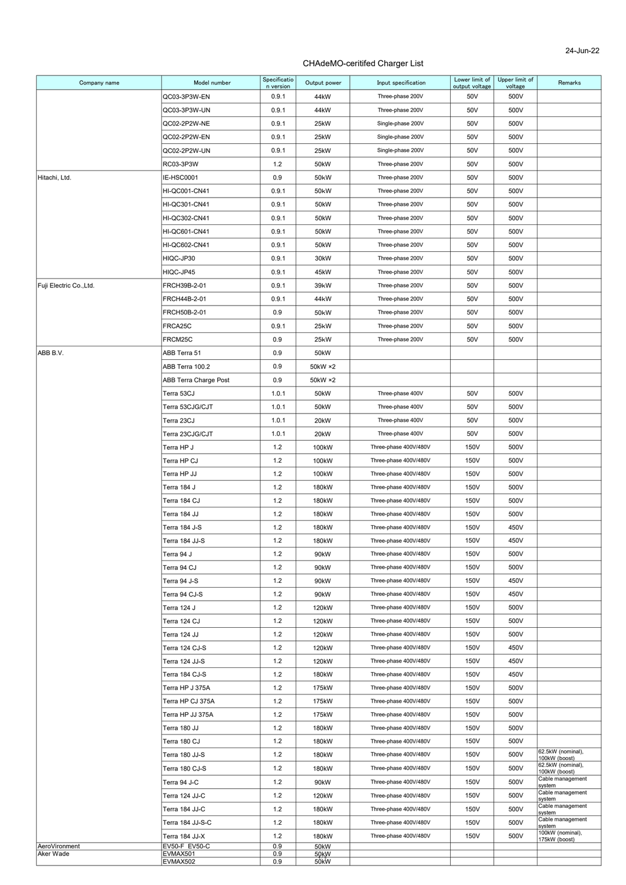24-Jun-22

# CHAdeMO-ceritifed Charger List

| Company name | Model number | Specification version | Output power | Input specification | Lower limit of output voltage | Upper limit of voltage | Remarks |
|---|---|---|---|---|---|---|---|
| | QC03-3P3W-EN | 0.9.1 | 44kW | Three-phase 200V | 50V | 500V | |
| | QC03-3P3W-UN | 0.9.1 | 44kW | Three-phase 200V | 50V | 500V | |
| | QC02-2P2W-NE | 0.9.1 | 25kW | Single-phase 200V | 50V | 500V | |
| | QC02-2P2W-EN | 0.9.1 | 25kW | Single-phase 200V | 50V | 500V | |
| | QC02-2P2W-UN | 0.9.1 | 25kW | Single-phase 200V | 50V | 500V | |
| | RC03-3P3W | 1.2 | 50kW | Three-phase 200V | 50V | 500V | |
| Hitachi, Ltd. | IE-HSC0001 | 0.9 | 50kW | Three-phase 200V | 50V | 500V | |
| | HI-QC001-CN41 | 0.9.1 | 50kW | Three-phase 200V | 50V | 500V | |
| | HI-QC301-CN41 | 0.9.1 | 50kW | Three-phase 200V | 50V | 500V | |
| | HI-QC302-CN41 | 0.9.1 | 50kW | Three-phase 200V | 50V | 500V | |
| | HI-QC601-CN41 | 0.9.1 | 50kW | Three-phase 200V | 50V | 500V | |
| | HI-QC602-CN41 | 0.9.1 | 50kW | Three-phase 200V | 50V | 500V | |
| | HIQC-JP30 | 0.9.1 | 30kW | Three-phase 200V | 50V | 500V | |
| | HIQC-JP45 | 0.9.1 | 45kW | Three-phase 200V | 50V | 500V | |
| Fuji Electric Co.,Ltd. | FRCH39B-2-01 | 0.9.1 | 39kW | Three-phase 200V | 50V | 500V | |
| | FRCH44B-2-01 | 0.9.1 | 44kW | Three-phase 200V | 50V | 500V | |
| | FRCH50B-2-01 | 0.9 | 50kW | Three-phase 200V | 50V | 500V | |
| | FRCA25C | 0.9.1 | 25kW | Three-phase 200V | 50V | 500V | |
| | FRCM25C | 0.9 | 25kW | Three-phase 200V | 50V | 500V | |
| ABB B.V. | ABB Terra 51 | 0.9 | 50kW | | | | |
| | ABB Terra 100.2 | 0.9 | 50kW ×2 | | | | |
| | ABB Terra Charge Post | 0.9 | 50kW ×2 | | | | |
| | Terra 53CJ | 1.0.1 | 50kW | Three-phase 400V | 50V | 500V | |
| | Terra 53CJG/CJT | 1.0.1 | 50kW | Three-phase 400V | 50V | 500V | |
| | Terra 23CJ | 1.0.1 | 20kW | Three-phase 400V | 50V | 500V | |
| | Terra 23CJG/CJT | 1.0.1 | 20kW | Three-phase 400V | 50V | 500V | |
| | Terra HP J | 1.2 | 100kW | Three-phase 400V/480V | 150V | 500V | |
| | Terra HP CJ | 1.2 | 100kW | Three-phase 400V/480V | 150V | 500V | |
| | Terra HP JJ | 1.2 | 100kW | Three-phase 400V/480V | 150V | 500V | |
| | Terra 184 J | 1.2 | 180kW | Three-phase 400V/480V | 150V | 500V | |
| | Terra 184 CJ | 1.2 | 180kW | Three-phase 400V/480V | 150V | 500V | |
| | Terra 184 JJ | 1.2 | 180kW | Three-phase 400V/480V | 150V | 500V | |
| | Terra 184 J-S | 1.2 | 180kW | Three-phase 400V/480V | 150V | 450V | |
| | Terra 184 JJ-S | 1.2 | 180kW | Three-phase 400V/480V | 150V | 450V | |
| | Terra 94 J | 1.2 | 90kW | Three-phase 400V/480V | 150V | 500V | |
| | Terra 94 CJ | 1.2 | 90kW | Three-phase 400V/480V | 150V | 500V | |
| | Terra 94 J-S | 1.2 | 90kW | Three-phase 400V/480V | 150V | 450V | |
| | Terra 94 CJ-S | 1.2 | 90kW | Three-phase 400V/480V | 150V | 450V | |
| | Terra 124 J | 1.2 | 120kW | Three-phase 400V/480V | 150V | 500V | |
| | Terra 124 CJ | 1.2 | 120kW | Three-phase 400V/480V | 150V | 500V | |
| | Terra 124 JJ | 1.2 | 120kW | Three-phase 400V/480V | 150V | 500V | |
| | Terra 124 CJ-S | 1.2 | 120kW | Three-phase 400V/480V | 150V | 450V | |
| | Terra 124 JJ-S | 1.2 | 120kW | Three-phase 400V/480V | 150V | 450V | |
| | Terra 184 CJ-S | 1.2 | 180kW | Three-phase 400V/480V | 150V | 450V | |
| | Terra HP J 375A | 1.2 | 175kW | Three-phase 400V/480V | 150V | 500V | |
| | Terra HP CJ 375A | 1.2 | 175kW | Three-phase 400V/480V | 150V | 500V | |
| | Terra HP JJ 375A | 1.2 | 175kW | Three-phase 400V/480V | 150V | 500V | |
| | Terra 180 JJ | 1.2 | 180kW | Three-phase 400V/480V | 150V | 500V | |
| | Terra 180 CJ | 1.2 | 180kW | Three-phase 400V/480V | 150V | 500V | |
| | Terra 180 JJ-S | 1.2 | 180kW | Three-phase 400V/480V | 150V | 500V | 62.5kW (nominal), 100kW (boost) |
| | Terra 180 CJ-S | 1.2 | 180kW | Three-phase 400V/480V | 150V | 500V | 62.5kW (nominal), 100kW (boost) |
| | Terra 94 J-C | 1.2 | 90kW | Three-phase 400V/480V | 150V | 500V | Cable management system |
| | Terra 124 JJ-C | 1.2 | 120kW | Three-phase 400V/480V | 150V | 500V | Cable management system |
| | Terra 184 JJ-C | 1.2 | 180kW | Three-phase 400V/480V | 150V | 500V | Cable management system |
| | Terra 184 JJ-S-C | 1.2 | 180kW | Three-phase 400V/480V | 150V | 500V | Cable management system |
| | Terra 184 JJ-X | 1.2 | 180kW | Three-phase 400V/480V | 150V | 500V | 100kW (nominal), 175kW (boost) |
| AeroVironment | EV50-F EV50-C | 0.9 | 50kW | | | | |
| Aker Wade | EVMAX501 | 0.9 | 50kW | | | | |
| | EVMAX502 | 0.9 | 50kW | | | | |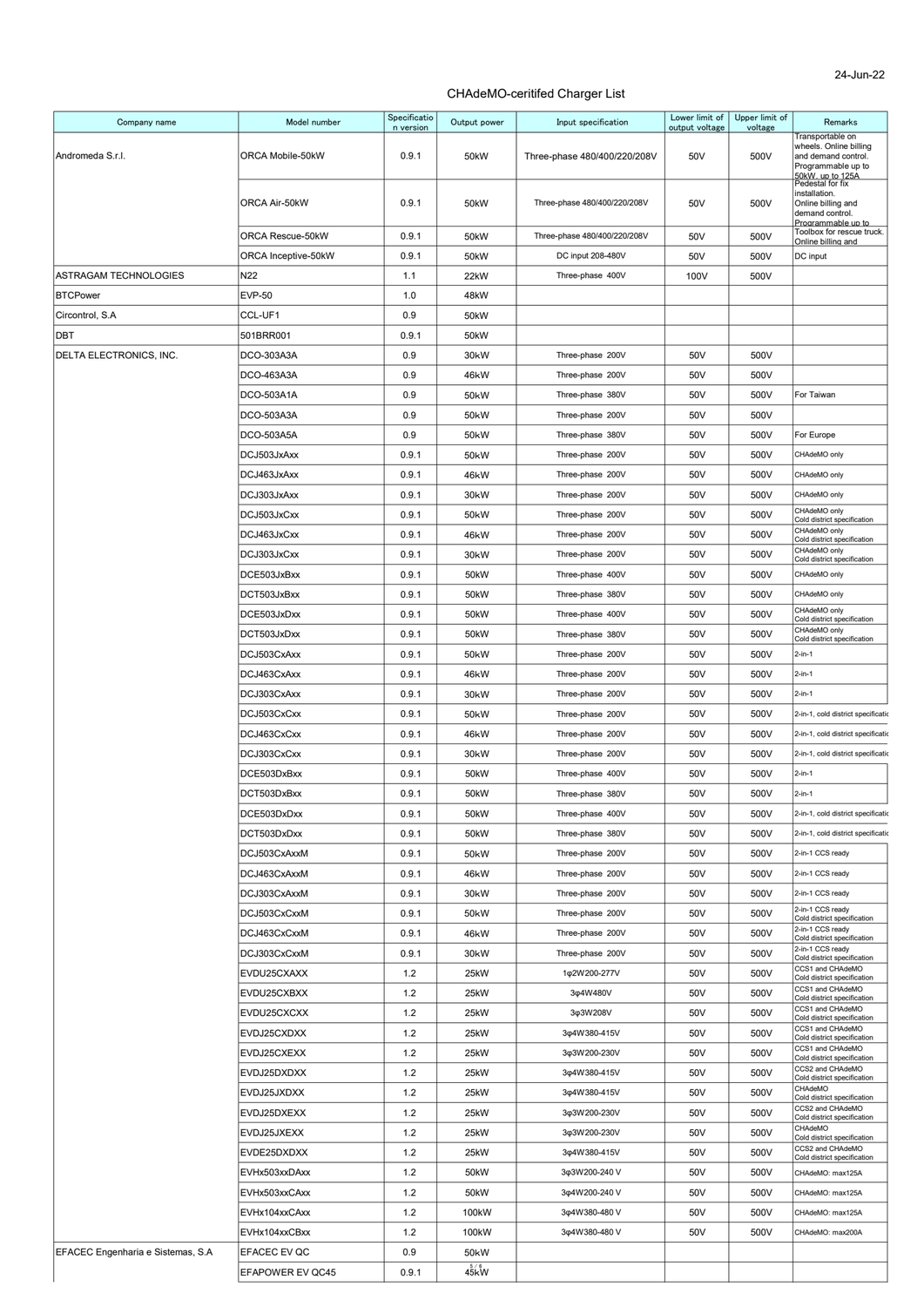24-Jun-22

# CHAdeMO-ceritifed Charger List

| Company name | Model number | Specification version | Output power | Input specification | Lower limit of output voltage | Upper limit of voltage | Remarks |
|---|---|---|---|---|---|---|---|
| Andromeda S.r.l. | ORCA Mobile-50kW | 0.9.1 | 50kW | Three-phase 480/400/220/208V | 50V | 500V | Transportable on wheels. Online billing and demand control. Programmable up to 50kW, up to 125A |
| | ORCA Air-50kW | 0.9.1 | 50kW | Three-phase 480/400/220/208V | 50V | 500V | Pedestal for fix installation. Online billing and demand control. Programmable up to |
| | ORCA Rescue-50kW | 0.9.1 | 50kW | Three-phase 480/400/220/208V | 50V | 500V | Toolbox for rescue truck. Online billing and |
| | ORCA Inceptive-50kW | 0.9.1 | 50kW | DC input 208-480V | 50V | 500V | DC input |
| ASTRAGAM TECHNOLOGIES | N22 | 1.1 | 22kW | Three-phase 400V | 100V | 500V | |
| BTCPower | EVP-50 | 1.0 | 48kW | | | | |
| Circontrol, S.A | CCL-UF1 | 0.9 | 50kW | | | | |
| DBT | 501BRR001 | 0.9.1 | 50kW | | | | |
| DELTA ELECTRONICS, INC. | DCO-303A3A | 0.9 | 30kW | Three-phase 200V | 50V | 500V | |
| | DCO-463A3A | 0.9 | 46kW | Three-phase 200V | 50V | 500V | |
| | DCO-503A1A | 0.9 | 50kW | Three-phase 380V | 50V | 500V | For Taiwan |
| | DCO-503A3A | 0.9 | 50kW | Three-phase 200V | 50V | 500V | |
| | DCO-503A5A | 0.9 | 50kW | Three-phase 380V | 50V | 500V | For Europe |
| | DCJ503JxAxx | 0.9.1 | 50kW | Three-phase 200V | 50V | 500V | CHAdeMO only |
| | DCJ463JxAxx | 0.9.1 | 46kW | Three-phase 200V | 50V | 500V | CHAdeMO only |
| | DCJ303JxAxx | 0.9.1 | 30kW | Three-phase 200V | 50V | 500V | CHAdeMO only |
| | DCJ503JxCxx | 0.9.1 | 50kW | Three-phase 200V | 50V | 500V | CHAdeMO only Cold district specification |
| | DCJ463JxCxx | 0.9.1 | 46kW | Three-phase 200V | 50V | 500V | CHAdeMO only Cold district specification |
| | DCJ303JxCxx | 0.9.1 | 30kW | Three-phase 200V | 50V | 500V | CHAdeMO only Cold district specification |
| | DCE503JxBxx | 0.9.1 | 50kW | Three-phase 400V | 50V | 500V | CHAdeMO only |
| | DCT503JxBxx | 0.9.1 | 50kW | Three-phase 380V | 50V | 500V | CHAdeMO only |
| | DCE503JxDxx | 0.9.1 | 50kW | Three-phase 400V | 50V | 500V | CHAdeMO only Cold district specification |
| | DCT503JxDxx | 0.9.1 | 50kW | Three-phase 380V | 50V | 500V | CHAdeMO only Cold district specification |
| | DCJ503CxAxx | 0.9.1 | 50kW | Three-phase 200V | 50V | 500V | 2-in-1 |
| | DCJ463CxAxx | 0.9.1 | 46kW | Three-phase 200V | 50V | 500V | 2-in-1 |
| | DCJ303CxAxx | 0.9.1 | 30kW | Three-phase 200V | 50V | 500V | 2-in-1 |
| | DCJ503CxCxx | 0.9.1 | 50kW | Three-phase 200V | 50V | 500V | 2-in-1, cold district specification |
| | DCJ463CxCxx | 0.9.1 | 46kW | Three-phase 200V | 50V | 500V | 2-in-1, cold district specification |
| | DCJ303CxCxx | 0.9.1 | 30kW | Three-phase 200V | 50V | 500V | 2-in-1, cold district specification |
| | DCE503DxBxx | 0.9.1 | 50kW | Three-phase 400V | 50V | 500V | 2-in-1 |
| | DCT503DxBxx | 0.9.1 | 50kW | Three-phase 380V | 50V | 500V | 2-in-1 |
| | DCE503DxDxx | 0.9.1 | 50kW | Three-phase 400V | 50V | 500V | 2-in-1, cold district specification |
| | DCT503DxDxx | 0.9.1 | 50kW | Three-phase 380V | 50V | 500V | 2-in-1, cold district specification |
| | DCJ503CxAxxM | 0.9.1 | 50kW | Three-phase 200V | 50V | 500V | 2-in-1 CCS ready |
| | DCJ463CxAxxM | 0.9.1 | 46kW | Three-phase 200V | 50V | 500V | 2-in-1 CCS ready |
| | DCJ303CxAxxM | 0.9.1 | 30kW | Three-phase 200V | 50V | 500V | 2-in-1 CCS ready |
| | DCJ503CxCxxM | 0.9.1 | 50kW | Three-phase 200V | 50V | 500V | 2-in-1 CCS ready Cold district specification |
| | DCJ463CxCxxM | 0.9.1 | 46kW | Three-phase 200V | 50V | 500V | 2-in-1 CCS ready Cold district specification |
| | DCJ303CxCxxM | 0.9.1 | 30kW | Three-phase 200V | 50V | 500V | 2-in-1 CCS ready Cold district specification |
| | EVDU25CXAXX | 1.2 | 25kW | 1φ2W200-277V | 50V | 500V | CCS1 and CHAdeMO Cold district specification |
| | EVDU25CXBXX | 1.2 | 25kW | 3φ4W480V | 50V | 500V | CCS1 and CHAdeMO Cold district specification |
| | EVDU25CXCXX | 1.2 | 25kW | 3φ3W208V | 50V | 500V | CCS1 and CHAdeMO Cold district specification |
| | EVDJ25CXDXX | 1.2 | 25kW | 3φ4W380-415V | 50V | 500V | CCS1 and CHAdeMO Cold district specification |
| | EVDJ25CXEXX | 1.2 | 25kW | 3φ3W200-230V | 50V | 500V | CCS1 and CHAdeMO Cold district specification |
| | EVDJ25DXDXX | 1.2 | 25kW | 3φ4W380-415V | 50V | 500V | CCS2 and CHAdeMO Cold district specification |
| | EVDJ25JXDXX | 1.2 | 25kW | 3φ4W380-415V | 50V | 500V | CHAdeMO Cold district specification |
| | EVDJ25DXEXX | 1.2 | 25kW | 3φ3W200-230V | 50V | 500V | CCS2 and CHAdeMO Cold district specification |
| | EVDJ25JXEXX | 1.2 | 25kW | 3φ3W200-230V | 50V | 500V | CHAdeMO Cold district specification |
| | EVDE25DXDXX | 1.2 | 25kW | 3φ4W380-415V | 50V | 500V | CCS2 and CHAdeMO Cold district specification |
| | EVHx503xxDAxx | 1.2 | 50kW | 3φ3W200-240 V | 50V | 500V | CHAdeMO: max125A |
| | EVHx503xxCAxx | 1.2 | 50kW | 3φ4W200-240 V | 50V | 500V | CHAdeMO: max125A |
| | EVHx104xxCAxx | 1.2 | 100kW | 3φ4W380-480 V | 50V | 500V | CHAdeMO: max125A |
| | EVHx104xxCBxx | 1.2 | 100kW | 3φ4W380-480 V | 50V | 500V | CHAdeMO: max200A |
| EFACEC Engenharia e Sistemas, S.A | EFACEC EV QC | 0.9 | 50kW | | | | |
| | EFAPOWER EV QC45 | 0.9.1 | 45kW | | | | |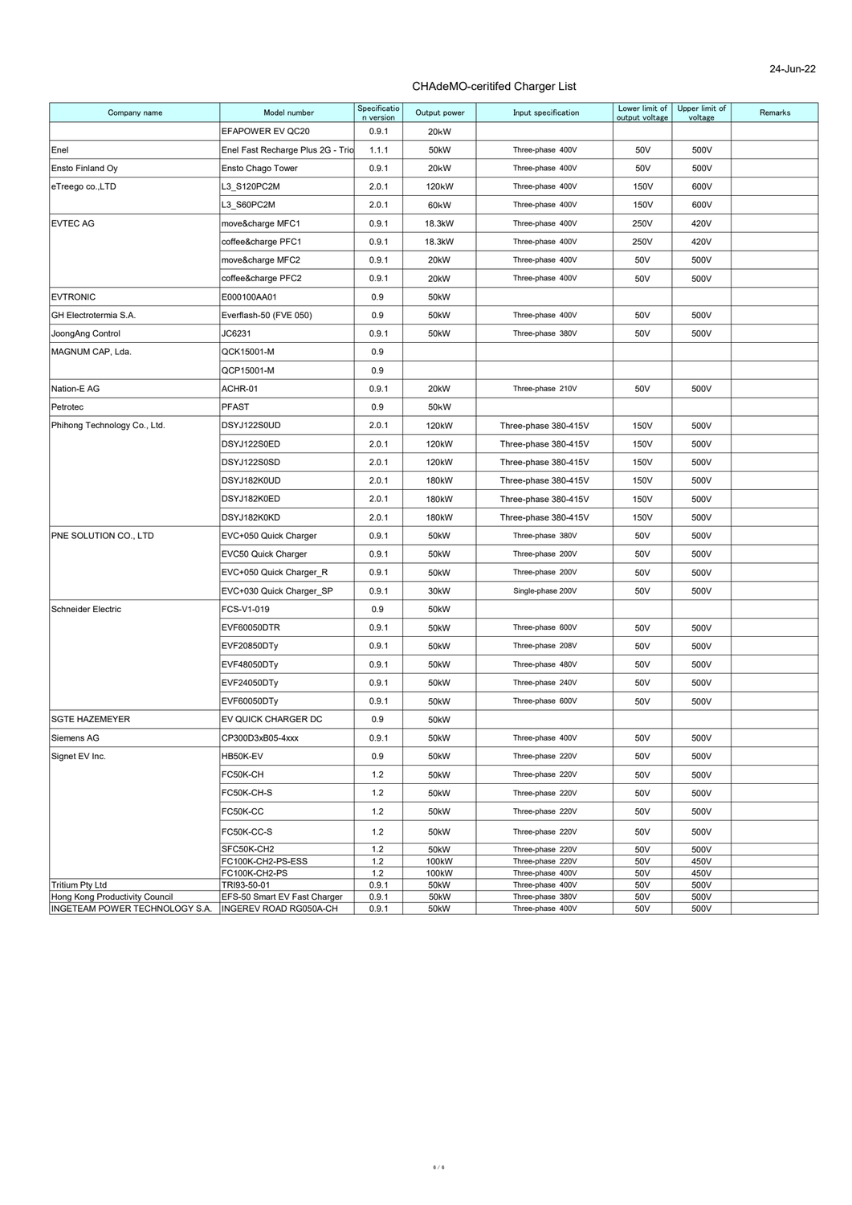24-Jun-22

## CHAdeMO-ceritifed Charger List

| Company name | Model number | Specification version | Output power | Input specification | Lower limit of output voltage | Upper limit of voltage | Remarks |
|---|---|---|---|---|---|---|---|
| | EFAPOWER EV QC20 | 0.9.1 | 20kW | | | | |
| Enel | Enel Fast Recharge Plus 2G - Trio | 1.1.1 | 50kW | Three-phase 400V | 50V | 500V | |
| Ensto Finland Oy | Ensto Chago Tower | 0.9.1 | 20kW | Three-phase 400V | 50V | 500V | |
| eTreego co.,LTD | L3_S120PC2M | 2.0.1 | 120kW | Three-phase 400V | 150V | 600V | |
| | L3_S60PC2M | 2.0.1 | 60kW | Three-phase 400V | 150V | 600V | |
| EVTEC AG | move&charge MFC1 | 0.9.1 | 18.3kW | Three-phase 400V | 250V | 420V | |
| | coffee&charge PFC1 | 0.9.1 | 18.3kW | Three-phase 400V | 250V | 420V | |
| | move&charge MFC2 | 0.9.1 | 20kW | Three-phase 400V | 50V | 500V | |
| | coffee&charge PFC2 | 0.9.1 | 20kW | Three-phase 400V | 50V | 500V | |
| EVTRONIC | E000100AA01 | 0.9 | 50kW | | | | |
| GH Electrotermia S.A. | Everflash-50 (FVE 050) | 0.9 | 50kW | Three-phase 400V | 50V | 500V | |
| JoongAng Control | JC6231 | 0.9.1 | 50kW | Three-phase 380V | 50V | 500V | |
| MAGNUM CAP, Lda. | QCK15001-M | 0.9 | | | | | |
| | QCP15001-M | 0.9 | | | | | |
| Nation-E AG | ACHR-01 | 0.9.1 | 20kW | Three-phase 210V | 50V | 500V | |
| Petrotec | PFAST | 0.9 | 50kW | | | | |
| Phihong Technology Co., Ltd. | DSYJ122S0UD | 2.0.1 | 120kW | Three-phase 380-415V | 150V | 500V | |
| | DSYJ122S0ED | 2.0.1 | 120kW | Three-phase 380-415V | 150V | 500V | |
| | DSYJ122S0SD | 2.0.1 | 120kW | Three-phase 380-415V | 150V | 500V | |
| | DSYJ182K0UD | 2.0.1 | 180kW | Three-phase 380-415V | 150V | 500V | |
| | DSYJ182K0ED | 2.0.1 | 180kW | Three-phase 380-415V | 150V | 500V | |
| | DSYJ182K0KD | 2.0.1 | 180kW | Three-phase 380-415V | 150V | 500V | |
| PNE SOLUTION CO., LTD | EVC+050 Quick Charger | 0.9.1 | 50kW | Three-phase 380V | 50V | 500V | |
| | EVC50 Quick Charger | 0.9.1 | 50kW | Three-phase 200V | 50V | 500V | |
| | EVC+050 Quick Charger_R | 0.9.1 | 50kW | Three-phase 200V | 50V | 500V | |
| | EVC+030 Quick Charger_SP | 0.9.1 | 30kW | Single-phase 200V | 50V | 500V | |
| Schneider Electric | FCS-V1-019 | 0.9 | 50kW | | | | |
| | EVF60050DTR | 0.9.1 | 50kW | Three-phase 600V | 50V | 500V | |
| | EVF20850DTy | 0.9.1 | 50kW | Three-phase 208V | 50V | 500V | |
| | EVF48050DTy | 0.9.1 | 50kW | Three-phase 480V | 50V | 500V | |
| | EVF24050DTy | 0.9.1 | 50kW | Three-phase 240V | 50V | 500V | |
| | EVF60050DTy | 0.9.1 | 50kW | Three-phase 600V | 50V | 500V | |
| SGTE HAZEMEYER | EV QUICK CHARGER DC | 0.9 | 50kW | | | | |
| Siemens AG | CP300D3xB05-4xxx | 0.9.1 | 50kW | Three-phase 400V | 50V | 500V | |
| Signet EV Inc. | HB50K-EV | 0.9 | 50kW | Three-phase 220V | 50V | 500V | |
| | FC50K-CH | 1.2 | 50kW | Three-phase 220V | 50V | 500V | |
| | FC50K-CH-S | 1.2 | 50kW | Three-phase 220V | 50V | 500V | |
| | FC50K-CC | 1.2 | 50kW | Three-phase 220V | 50V | 500V | |
| | FC50K-CC-S | 1.2 | 50kW | Three-phase 220V | 50V | 500V | |
| | SFC50K-CH2 | 1.2 | 50kW | Three-phase 220V | 50V | 500V | |
| | FC100K-CH2-PS-ESS | 1.2 | 100kW | Three-phase 220V | 50V | 450V | |
| | FC100K-CH2-PS | 1.2 | 100kW | Three-phase 400V | 50V | 450V | |
| Tritium Pty Ltd | TRI93-50-01 | 0.9.1 | 50kW | Three-phase 400V | 50V | 500V | |
| Hong Kong Productivity Council | EFS-50 Smart EV Fast Charger | 0.9.1 | 50kW | Three-phase 380V | 50V | 500V | |
| INGETEAM POWER TECHNOLOGY S.A. | INGEREV ROAD RG050A-CH | 0.9.1 | 50kW | Three-phase 400V | 50V | 500V | |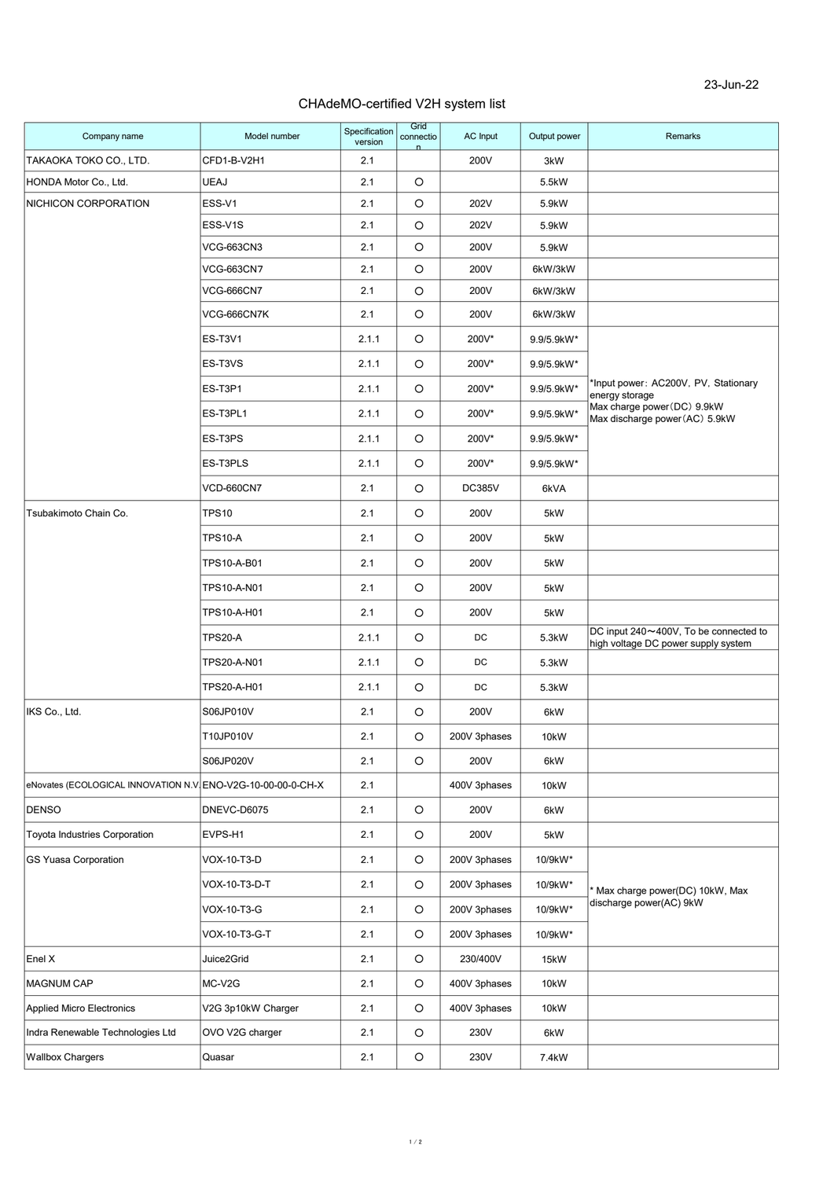23-Jun-22

# CHAdeMO-certified V2H system list

| Company name | Model number | Specification version | Grid connection | AC Input | Output power | Remarks |
|---|---|---|---|---|---|---|
| TAKAOKA TOKO CO., LTD. | CFD1-B-V2H1 | 2.1 | | 200V | 3kW | |
| HONDA Motor Co., Ltd. | UEAJ | 2.1 | O | | 5.5kW | |
| NICHICON CORPORATION | ESS-V1 | 2.1 | O | 202V | 5.9kW | |
| | ESS-V1S | 2.1 | O | 202V | 5.9kW | |
| | VCG-663CN3 | 2.1 | O | 200V | 5.9kW | |
| | VCG-663CN7 | 2.1 | O | 200V | 6kW/3kW | |
| | VCG-666CN7 | 2.1 | O | 200V | 6kW/3kW | |
| | VCG-666CN7K | 2.1 | O | 200V | 6kW/3kW | |
| | ES-T3V1 | 2.1.1 | O | 200V* | 9.9/5.9kW* | *Input power：AC200V, PV, Stationary energy storage<br>Max charge power（DC）9.9kW<br>Max discharge power（AC）5.9kW |
| | ES-T3VS | 2.1.1 | O | 200V* | 9.9/5.9kW* | |
| | ES-T3P1 | 2.1.1 | O | 200V* | 9.9/5.9kW* | |
| | ES-T3PL1 | 2.1.1 | O | 200V* | 9.9/5.9kW* | |
| | ES-T3PS | 2.1.1 | O | 200V* | 9.9/5.9kW* | |
| | ES-T3PLS | 2.1.1 | O | 200V* | 9.9/5.9kW* | |
| | VCD-660CN7 | 2.1 | O | DC385V | 6kVA | |
| Tsubakimoto Chain Co. | TPS10 | 2.1 | O | 200V | 5kW | |
| | TPS10-A | 2.1 | O | 200V | 5kW | |
| | TPS10-A-B01 | 2.1 | O | 200V | 5kW | |
| | TPS10-A-N01 | 2.1 | O | 200V | 5kW | |
| | TPS10-A-H01 | 2.1 | O | 200V | 5kW | |
| | TPS20-A | 2.1.1 | O | DC | 5.3kW | DC input 240～400V, To be connected to high voltage DC power supply system |
| | TPS20-A-N01 | 2.1.1 | O | DC | 5.3kW | |
| | TPS20-A-H01 | 2.1.1 | O | DC | 5.3kW | |
| IKS Co., Ltd. | S06JP010V | 2.1 | O | 200V | 6kW | |
| | T10JP010V | 2.1 | O | 200V 3phases | 10kW | |
| | S06JP020V | 2.1 | O | 200V | 6kW | |
| eNovates (ECOLOGICAL INNOVATION N.V. | ENO-V2G-10-00-00-0-CH-X | 2.1 | | 400V 3phases | 10kW | |
| DENSO | DNEVC-D6075 | 2.1 | O | 200V | 6kW | |
| Toyota Industries Corporation | EVPS-H1 | 2.1 | O | 200V | 5kW | |
| GS Yuasa Corporation | VOX-10-T3-D | 2.1 | O | 200V 3phases | 10/9kW* | * Max charge power(DC) 10kW, Max discharge power(AC) 9kW |
| | VOX-10-T3-D-T | 2.1 | O | 200V 3phases | 10/9kW* | |
| | VOX-10-T3-G | 2.1 | O | 200V 3phases | 10/9kW* | |
| | VOX-10-T3-G-T | 2.1 | O | 200V 3phases | 10/9kW* | |
| Enel X | Juice2Grid | 2.1 | O | 230/400V | 15kW | |
| MAGNUM CAP | MC-V2G | 2.1 | O | 400V 3phases | 10kW | |
| Applied Micro Electronics | V2G 3p10kW Charger | 2.1 | O | 400V 3phases | 10kW | |
| Indra Renewable Technologies Ltd | OVO V2G charger | 2.1 | O | 230V | 6kW | |
| Wallbox Chargers | Quasar | 2.1 | O | 230V | 7.4kW | |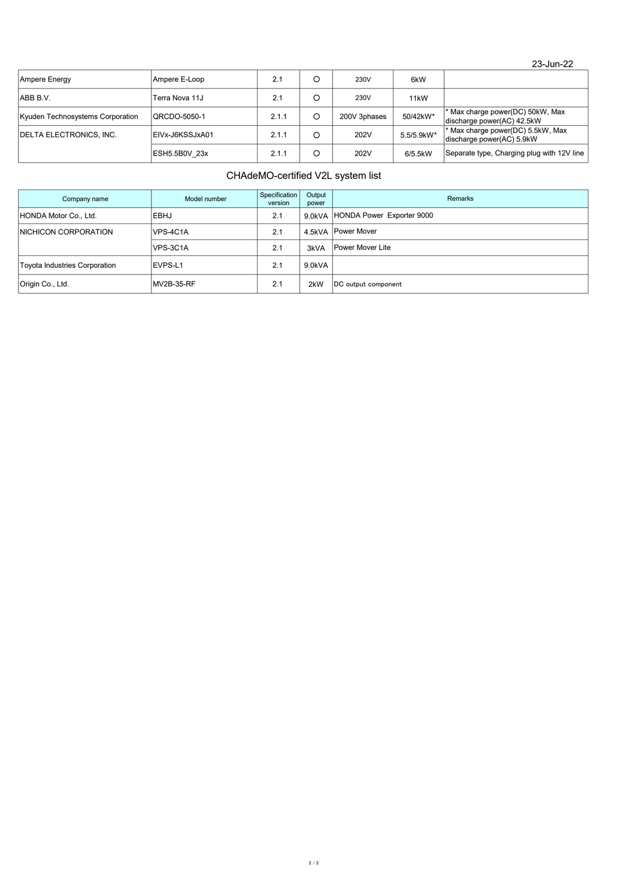23-Jun-22

| | | | | | | |
|---|---|---|---|---|---|---|
| Ampere Energy | Ampere E-Loop | 2.1 | O | 230V | 6kW | |
| ABB B.V. | Terra Nova 11J | 2.1 | O | 230V | 11kW | |
| Kyuden Technosystems Corporation | QRCDO-5050-1 | 2.1.1 | O | 200V 3phases | 50/42kW* | * Max charge power(DC) 50kW, Max discharge power(AC) 42.5kW |
| DELTA ELECTRONICS, INC. | EIVx-J6KSSJxA01 | 2.1.1 | O | 202V | 5.5/5.9kW* | * Max charge power(DC) 5.5kW, Max discharge power(AC) 5.9kW |
| | ESH5.5B0V_23x | 2.1.1 | O | 202V | 6/5.5kW | Separate type, Charging plug with 12V line |

## CHAdeMO-certified V2L system list

| Company name | Model number | Specification version | Output power | Remarks |
|---|---|---|---|---|
| HONDA Motor Co., Ltd. | EBHJ | 2.1 | 9.0kVA | HONDA Power Exporter 9000 |
| NICHICON CORPORATION | VPS-4C1A | 2.1 | 4.5kVA | Power Mover |
| | VPS-3C1A | 2.1 | 3kVA | Power Mover Lite |
| Toyota Industries Corporation | EVPS-L1 | 2.1 | 9.0kVA | |
| Origin Co., Ltd. | MV2B-35-RF | 2.1 | 2kW | DC output component |